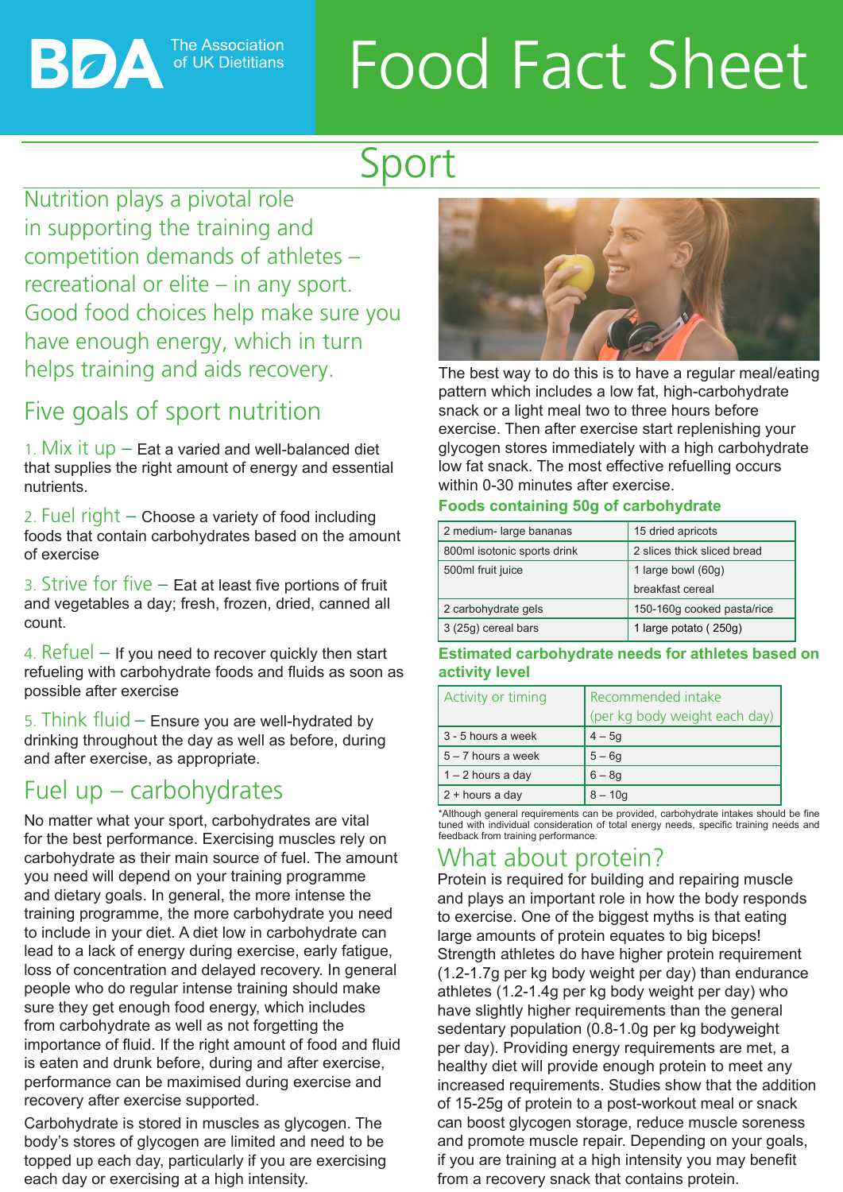BDA The Association of UK Dietitians

# Food Fact Sheet

## Sport

Nutrition plays a pivotal role in supporting the training and competition demands of athletes – recreational or elite – in any sport. Good food choices help make sure you have enough energy, which in turn helps training and aids recovery.

## Five goals of sport nutrition

1. Mix it up – Eat a varied and well-balanced diet that supplies the right amount of energy and essential nutrients.

2. Fuel right – Choose a variety of food including foods that contain carbohydrates based on the amount of exercise

3. Strive for five – Eat at least five portions of fruit and vegetables a day; fresh, frozen, dried, canned all count.

4. Refuel – If you need to recover quickly then start refueling with carbohydrate foods and fluids as soon as possible after exercise

5. Think fluid – Ensure you are well-hydrated by drinking throughout the day as well as before, during and after exercise, as appropriate.

## Fuel up – carbohydrates

No matter what your sport, carbohydrates are vital for the best performance. Exercising muscles rely on carbohydrate as their main source of fuel. The amount you need will depend on your training programme and dietary goals. In general, the more intense the training programme, the more carbohydrate you need to include in your diet. A diet low in carbohydrate can lead to a lack of energy during exercise, early fatigue, loss of concentration and delayed recovery. In general people who do regular intense training should make sure they get enough food energy, which includes from carbohydrate as well as not forgetting the importance of fluid. If the right amount of food and fluid is eaten and drunk before, during and after exercise, performance can be maximised during exercise and recovery after exercise supported.

Carbohydrate is stored in muscles as glycogen. The body's stores of glycogen are limited and need to be topped up each day, particularly if you are exercising each day or exercising at a high intensity.

The best way to do this is to have a regular meal/eating pattern which includes a low fat, high-carbohydrate snack or a light meal two to three hours before exercise. Then after exercise start replenishing your glycogen stores immediately with a high carbohydrate low fat snack. The most effective refuelling occurs within 0-30 minutes after exercise.

**Foods containing 50g of carbohydrate**

| | |
|---|---|
| 2 medium- large bananas | 15 dried apricots |
| 800ml isotonic sports drink | 2 slices thick sliced bread |
| 500ml fruit juice | 1 large bowl (60g) breakfast cereal |
| 2 carbohydrate gels | 150-160g cooked pasta/rice |
| 3 (25g) cereal bars | 1 large potato ( 250g) |

**Estimated carbohydrate needs for athletes based on activity level**

| Activity or timing | Recommended intake (per kg body weight each day) |
|---|---|
| 3 - 5 hours a week | 4 – 5g |
| 5 – 7 hours a week | 5 – 6g |
| 1 – 2 hours a day | 6 – 8g |
| 2 + hours a day | 8 – 10g |

*Although general requirements can be provided, carbohydrate intakes should be fine tuned with individual consideration of total energy needs, specific training needs and feedback from training performance.

## What about protein?

Protein is required for building and repairing muscle and plays an important role in how the body responds to exercise. One of the biggest myths is that eating large amounts of protein equates to big biceps! Strength athletes do have higher protein requirement (1.2-1.7g per kg body weight per day) than endurance athletes (1.2-1.4g per kg body weight per day) who have slightly higher requirements than the general sedentary population (0.8-1.0g per kg bodyweight per day). Providing energy requirements are met, a healthy diet will provide enough protein to meet any increased requirements. Studies show that the addition of 15-25g of protein to a post-workout meal or snack can boost glycogen storage, reduce muscle soreness and promote muscle repair. Depending on your goals, if you are training at a high intensity you may benefit from a recovery snack that contains protein.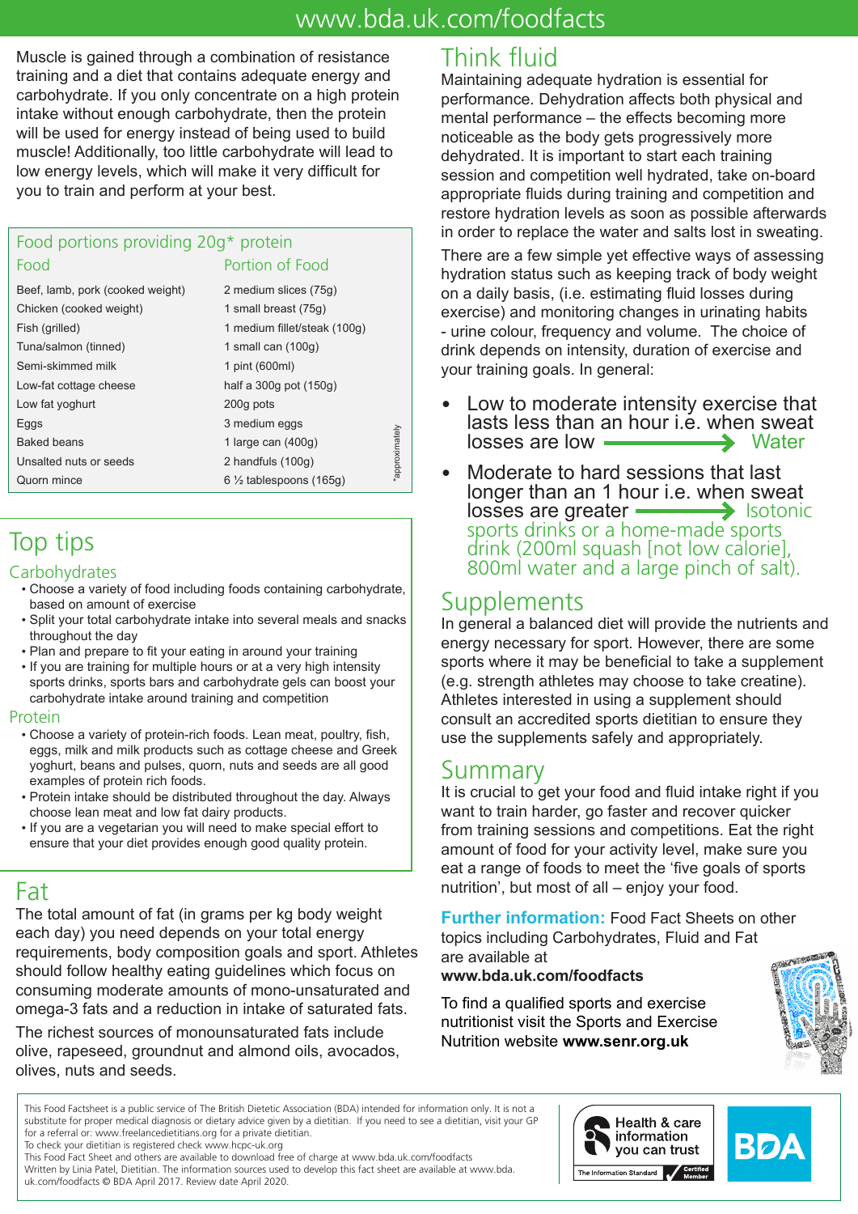Muscle is gained through a combination of resistance training and a diet that contains adequate energy and carbohydrate. If you only concentrate on a high protein intake without enough carbohydrate, then the protein will be used for energy instead of being used to build muscle! Additionally, too little carbohydrate will lead to low energy levels, which will make it very difficult for you to train and perform at your best.

### Food portions providing 20g* protein

| Food | Portion of Food |
|---|---|
| Beef, lamb, pork (cooked weight) | 2 medium slices (75g) |
| Chicken (cooked weight) | 1 small breast (75g) |
| Fish (grilled) | 1 medium fillet/steak (100g) |
| Tuna/salmon (tinned) | 1 small can (100g) |
| Semi-skimmed milk | 1 pint (600ml) |
| Low-fat cottage cheese | half a 300g pot (150g) |
| Low fat yoghurt | 200g pots |
| Eggs | 3 medium eggs |
| Baked beans | 1 large can (400g) |
| Unsalted nuts or seeds | 2 handfuls (100g) |
| Quorn mince | 6 ½ tablespoons (165g) |

*approximately

## Top tips

### Carbohydrates

- Choose a variety of food including foods containing carbohydrate, based on amount of exercise
- Split your total carbohydrate intake into several meals and snacks throughout the day
- Plan and prepare to fit your eating in around your training
- If you are training for multiple hours or at a very high intensity sports drinks, sports bars and carbohydrate gels can boost your carbohydrate intake around training and competition

### Protein

- Choose a variety of protein-rich foods. Lean meat, poultry, fish, eggs, milk and milk products such as cottage cheese and Greek yoghurt, beans and pulses, quorn, nuts and seeds are all good examples of protein rich foods.
- Protein intake should be distributed throughout the day. Always choose lean meat and low fat dairy products.
- If you are a vegetarian you will need to make special effort to ensure that your diet provides enough good quality protein.

## Fat

The total amount of fat (in grams per kg body weight each day) you need depends on your total energy requirements, body composition goals and sport. Athletes should follow healthy eating guidelines which focus on consuming moderate amounts of mono-unsaturated and omega-3 fats and a reduction in intake of saturated fats.

The richest sources of monounsaturated fats include olive, rapeseed, groundnut and almond oils, avocados, olives, nuts and seeds.

## Think fluid

Maintaining adequate hydration is essential for performance. Dehydration affects both physical and mental performance – the effects becoming more noticeable as the body gets progressively more dehydrated. It is important to start each training session and competition well hydrated, take on-board appropriate fluids during training and competition and restore hydration levels as soon as possible afterwards in order to replace the water and salts lost in sweating.

There are a few simple yet effective ways of assessing hydration status such as keeping track of body weight on a daily basis, (i.e. estimating fluid losses during exercise) and monitoring changes in urinating habits - urine colour, frequency and volume. The choice of drink depends on intensity, duration of exercise and your training goals. In general:

- Low to moderate intensity exercise that lasts less than an hour i.e. when sweat losses are low → Water
- Moderate to hard sessions that last longer than an 1 hour i.e. when sweat losses are greater → Isotonic sports drinks or a home-made sports drink (200ml squash [not low calorie], 800ml water and a large pinch of salt).

## Supplements

In general a balanced diet will provide the nutrients and energy necessary for sport. However, there are some sports where it may be beneficial to take a supplement (e.g. strength athletes may choose to take creatine). Athletes interested in using a supplement should consult an accredited sports dietitian to ensure they use the supplements safely and appropriately.

## Summary

It is crucial to get your food and fluid intake right if you want to train harder, go faster and recover quicker from training sessions and competitions. Eat the right amount of food for your activity level, make sure you eat a range of foods to meet the 'five goals of sports nutrition', but most of all – enjoy your food.

**Further information:** Food Fact Sheets on other topics including Carbohydrates, Fluid and Fat are available at **www.bda.uk.com/foodfacts**

To find a qualified sports and exercise nutritionist visit the Sports and Exercise Nutrition website **www.senr.org.uk**

This Food Factsheet is a public service of The British Dietetic Association (BDA) intended for information only. It is not a substitute for proper medical diagnosis or dietary advice given by a dietitian. If you need to see a dietitian, visit your GP for a referral or: www.freelancedietitians.org for a private dietitian.
To check your dietitian is registered check www.hcpc-uk.org
This Food Fact Sheet and others are available to download free of charge at www.bda.uk.com/foodfacts
Written by Linia Patel, Dietitian. The information sources used to develop this fact sheet are available at www.bda.uk.com/foodfacts © BDA April 2017. Review date April 2020.

Health & care information you can trust
The Information Standard Certified Member

BDA